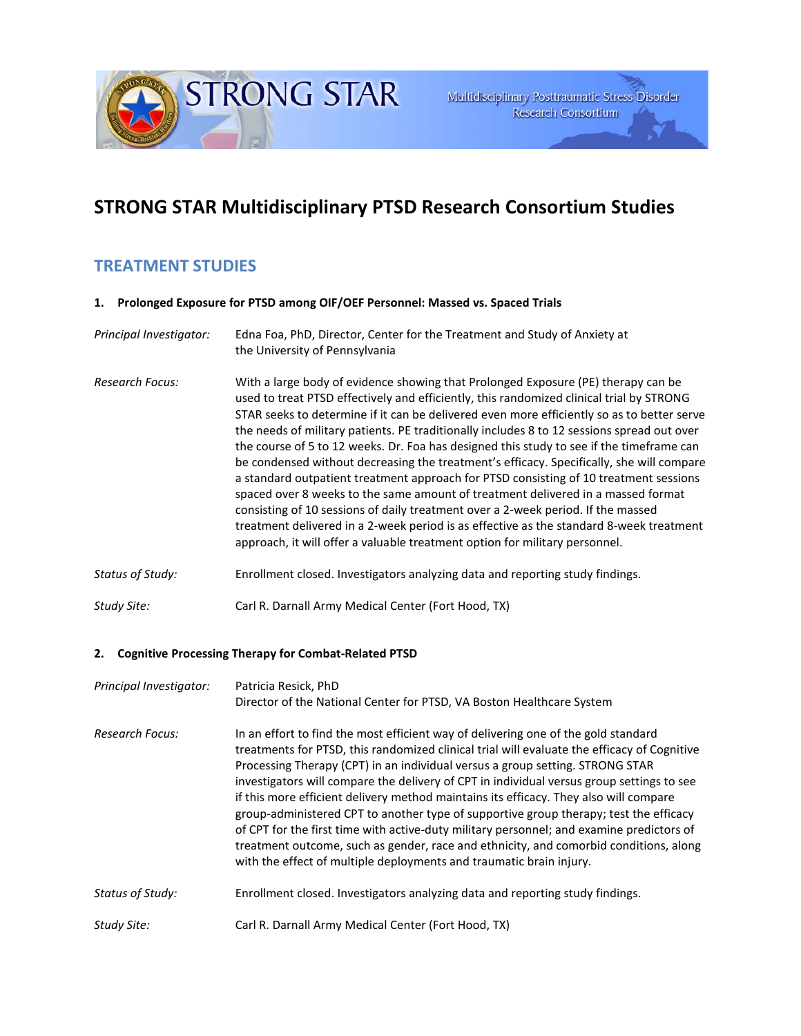STRONG STAR

Multidisciplinary Posttraumatic Stress Disorder Research Consortium

# STRONG STAR Multidisciplinary PTSD Research Consortium Studies

## TREATMENT STUDIES

### 1. Prolonged Exposure for PTSD among OIF/OEF Personnel: Massed vs. Spaced Trials

*Principal Investigator:* Edna Foa, PhD, Director, Center for the Treatment and Study of Anxiety at the University of Pennsylvania

*Research Focus:* With a large body of evidence showing that Prolonged Exposure (PE) therapy can be used to treat PTSD effectively and efficiently, this randomized clinical trial by STRONG STAR seeks to determine if it can be delivered even more efficiently so as to better serve the needs of military patients. PE traditionally includes 8 to 12 sessions spread out over the course of 5 to 12 weeks. Dr. Foa has designed this study to see if the timeframe can be condensed without decreasing the treatment's efficacy. Specifically, she will compare a standard outpatient treatment approach for PTSD consisting of 10 treatment sessions spaced over 8 weeks to the same amount of treatment delivered in a massed format consisting of 10 sessions of daily treatment over a 2-week period. If the massed treatment delivered in a 2-week period is as effective as the standard 8-week treatment approach, it will offer a valuable treatment option for military personnel.

*Status of Study:* Enrollment closed. Investigators analyzing data and reporting study findings.

*Study Site:* Carl R. Darnall Army Medical Center (Fort Hood, TX)

### 2. Cognitive Processing Therapy for Combat-Related PTSD

*Principal Investigator:* Patricia Resick, PhD
Director of the National Center for PTSD, VA Boston Healthcare System

*Research Focus:* In an effort to find the most efficient way of delivering one of the gold standard treatments for PTSD, this randomized clinical trial will evaluate the efficacy of Cognitive Processing Therapy (CPT) in an individual versus a group setting. STRONG STAR investigators will compare the delivery of CPT in individual versus group settings to see if this more efficient delivery method maintains its efficacy. They also will compare group-administered CPT to another type of supportive group therapy; test the efficacy of CPT for the first time with active-duty military personnel; and examine predictors of treatment outcome, such as gender, race and ethnicity, and comorbid conditions, along with the effect of multiple deployments and traumatic brain injury.

*Status of Study:* Enrollment closed. Investigators analyzing data and reporting study findings.

*Study Site:* Carl R. Darnall Army Medical Center (Fort Hood, TX)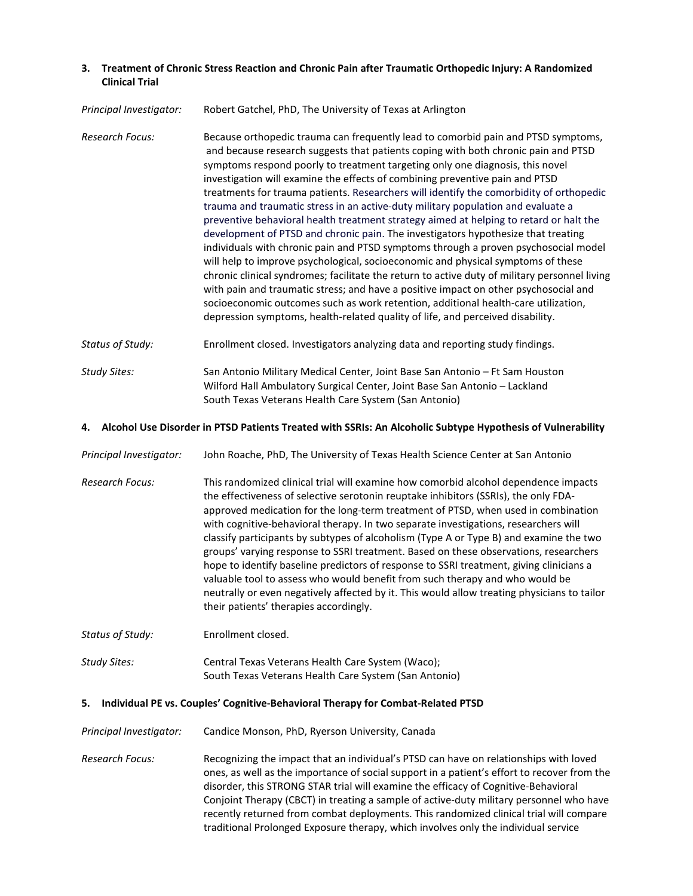### 3. Treatment of Chronic Stress Reaction and Chronic Pain after Traumatic Orthopedic Injury: A Randomized Clinical Trial

*Principal Investigator:* Robert Gatchel, PhD, The University of Texas at Arlington

*Research Focus:* Because orthopedic trauma can frequently lead to comorbid pain and PTSD symptoms, and because research suggests that patients coping with both chronic pain and PTSD symptoms respond poorly to treatment targeting only one diagnosis, this novel investigation will examine the effects of combining preventive pain and PTSD treatments for trauma patients. Researchers will identify the comorbidity of orthopedic trauma and traumatic stress in an active-duty military population and evaluate a preventive behavioral health treatment strategy aimed at helping to retard or halt the development of PTSD and chronic pain. The investigators hypothesize that treating individuals with chronic pain and PTSD symptoms through a proven psychosocial model will help to improve psychological, socioeconomic and physical symptoms of these chronic clinical syndromes; facilitate the return to active duty of military personnel living with pain and traumatic stress; and have a positive impact on other psychosocial and socioeconomic outcomes such as work retention, additional health-care utilization, depression symptoms, health-related quality of life, and perceived disability.

*Status of Study:* Enrollment closed. Investigators analyzing data and reporting study findings.

*Study Sites:* San Antonio Military Medical Center, Joint Base San Antonio – Ft Sam Houston
Wilford Hall Ambulatory Surgical Center, Joint Base San Antonio – Lackland
South Texas Veterans Health Care System (San Antonio)

### 4. Alcohol Use Disorder in PTSD Patients Treated with SSRIs: An Alcoholic Subtype Hypothesis of Vulnerability

*Principal Investigator:* John Roache, PhD, The University of Texas Health Science Center at San Antonio

*Research Focus:* This randomized clinical trial will examine how comorbid alcohol dependence impacts the effectiveness of selective serotonin reuptake inhibitors (SSRIs), the only FDA-approved medication for the long-term treatment of PTSD, when used in combination with cognitive-behavioral therapy. In two separate investigations, researchers will classify participants by subtypes of alcoholism (Type A or Type B) and examine the two groups' varying response to SSRI treatment. Based on these observations, researchers hope to identify baseline predictors of response to SSRI treatment, giving clinicians a valuable tool to assess who would benefit from such therapy and who would be neutrally or even negatively affected by it. This would allow treating physicians to tailor their patients' therapies accordingly.

*Status of Study:* Enrollment closed.

*Study Sites:* Central Texas Veterans Health Care System (Waco);
South Texas Veterans Health Care System (San Antonio)

### 5. Individual PE vs. Couples' Cognitive-Behavioral Therapy for Combat-Related PTSD

*Principal Investigator:* Candice Monson, PhD, Ryerson University, Canada

*Research Focus:* Recognizing the impact that an individual's PTSD can have on relationships with loved ones, as well as the importance of social support in a patient's effort to recover from the disorder, this STRONG STAR trial will examine the efficacy of Cognitive-Behavioral Conjoint Therapy (CBCT) in treating a sample of active-duty military personnel who have recently returned from combat deployments. This randomized clinical trial will compare traditional Prolonged Exposure therapy, which involves only the individual service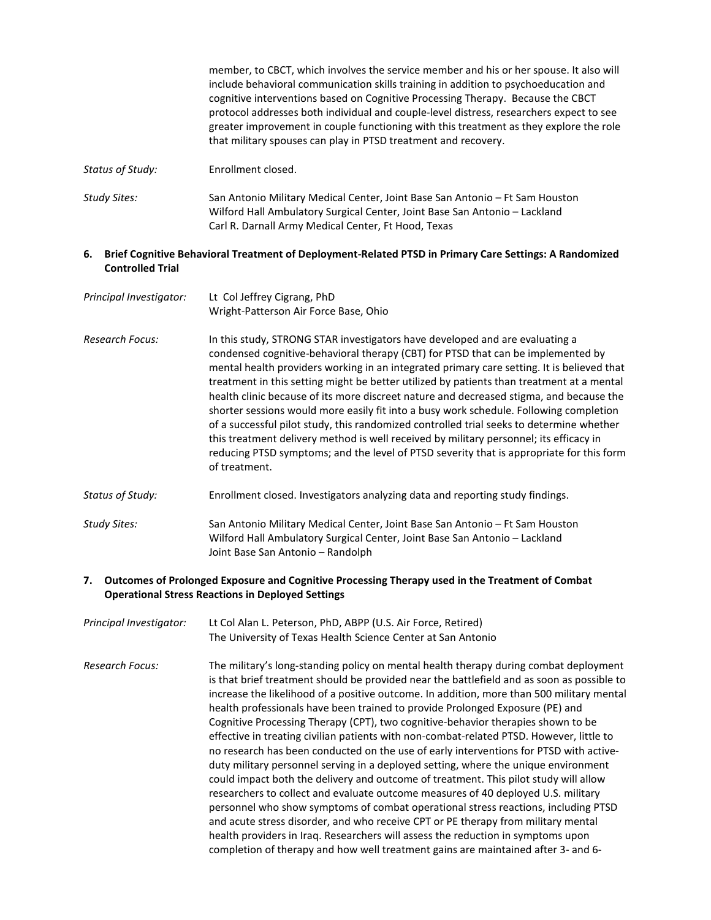member, to CBCT, which involves the service member and his or her spouse. It also will include behavioral communication skills training in addition to psychoeducation and cognitive interventions based on Cognitive Processing Therapy. Because the CBCT protocol addresses both individual and couple-level distress, researchers expect to see greater improvement in couple functioning with this treatment as they explore the role that military spouses can play in PTSD treatment and recovery.

*Status of Study:* Enrollment closed.

*Study Sites:* San Antonio Military Medical Center, Joint Base San Antonio – Ft Sam Houston
Wilford Hall Ambulatory Surgical Center, Joint Base San Antonio – Lackland
Carl R. Darnall Army Medical Center, Ft Hood, Texas

**6. Brief Cognitive Behavioral Treatment of Deployment-Related PTSD in Primary Care Settings: A Randomized Controlled Trial**

*Principal Investigator:* Lt Col Jeffrey Cigrang, PhD
Wright-Patterson Air Force Base, Ohio

*Research Focus:* In this study, STRONG STAR investigators have developed and are evaluating a condensed cognitive-behavioral therapy (CBT) for PTSD that can be implemented by mental health providers working in an integrated primary care setting. It is believed that treatment in this setting might be better utilized by patients than treatment at a mental health clinic because of its more discreet nature and decreased stigma, and because the shorter sessions would more easily fit into a busy work schedule. Following completion of a successful pilot study, this randomized controlled trial seeks to determine whether this treatment delivery method is well received by military personnel; its efficacy in reducing PTSD symptoms; and the level of PTSD severity that is appropriate for this form of treatment.

*Status of Study:* Enrollment closed. Investigators analyzing data and reporting study findings.

*Study Sites:* San Antonio Military Medical Center, Joint Base San Antonio – Ft Sam Houston
Wilford Hall Ambulatory Surgical Center, Joint Base San Antonio – Lackland
Joint Base San Antonio – Randolph

**7. Outcomes of Prolonged Exposure and Cognitive Processing Therapy used in the Treatment of Combat Operational Stress Reactions in Deployed Settings**

*Principal Investigator:* Lt Col Alan L. Peterson, PhD, ABPP (U.S. Air Force, Retired)
The University of Texas Health Science Center at San Antonio

*Research Focus:* The military's long-standing policy on mental health therapy during combat deployment is that brief treatment should be provided near the battlefield and as soon as possible to increase the likelihood of a positive outcome. In addition, more than 500 military mental health professionals have been trained to provide Prolonged Exposure (PE) and Cognitive Processing Therapy (CPT), two cognitive-behavior therapies shown to be effective in treating civilian patients with non-combat-related PTSD. However, little to no research has been conducted on the use of early interventions for PTSD with active-duty military personnel serving in a deployed setting, where the unique environment could impact both the delivery and outcome of treatment. This pilot study will allow researchers to collect and evaluate outcome measures of 40 deployed U.S. military personnel who show symptoms of combat operational stress reactions, including PTSD and acute stress disorder, and who receive CPT or PE therapy from military mental health providers in Iraq. Researchers will assess the reduction in symptoms upon completion of therapy and how well treatment gains are maintained after 3- and 6-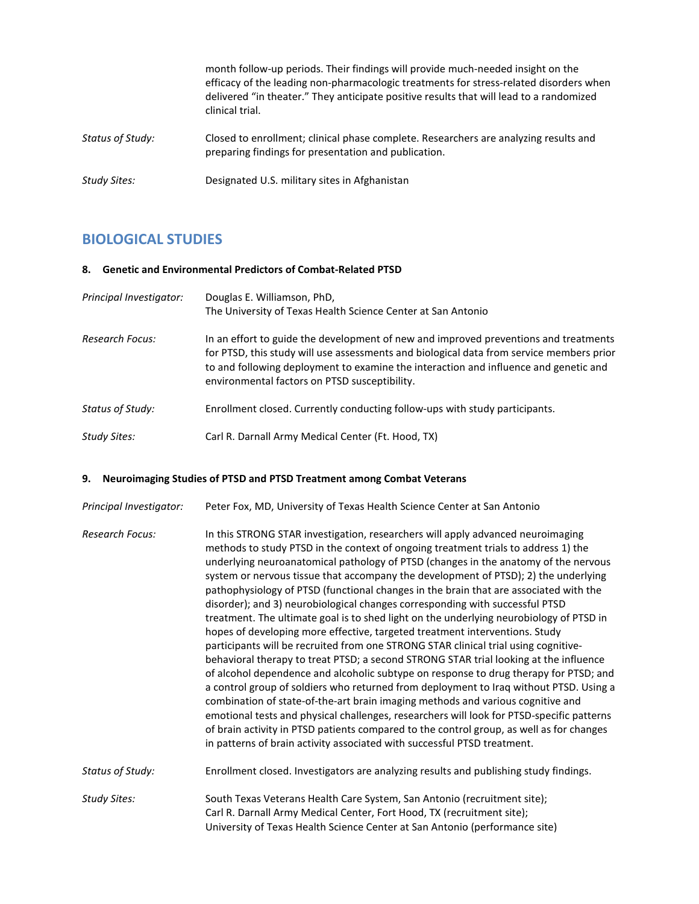month follow-up periods. Their findings will provide much-needed insight on the efficacy of the leading non-pharmacologic treatments for stress-related disorders when delivered "in theater." They anticipate positive results that will lead to a randomized clinical trial.

*Status of Study:* Closed to enrollment; clinical phase complete. Researchers are analyzing results and preparing findings for presentation and publication.

*Study Sites:* Designated U.S. military sites in Afghanistan

## BIOLOGICAL STUDIES

### 8. Genetic and Environmental Predictors of Combat-Related PTSD

*Principal Investigator:* Douglas E. Williamson, PhD,
The University of Texas Health Science Center at San Antonio

*Research Focus:* In an effort to guide the development of new and improved preventions and treatments for PTSD, this study will use assessments and biological data from service members prior to and following deployment to examine the interaction and influence and genetic and environmental factors on PTSD susceptibility.

*Status of Study:* Enrollment closed. Currently conducting follow-ups with study participants.

*Study Sites:* Carl R. Darnall Army Medical Center (Ft. Hood, TX)

### 9. Neuroimaging Studies of PTSD and PTSD Treatment among Combat Veterans

*Principal Investigator:* Peter Fox, MD, University of Texas Health Science Center at San Antonio

*Research Focus:* In this STRONG STAR investigation, researchers will apply advanced neuroimaging methods to study PTSD in the context of ongoing treatment trials to address 1) the underlying neuroanatomical pathology of PTSD (changes in the anatomy of the nervous system or nervous tissue that accompany the development of PTSD); 2) the underlying pathophysiology of PTSD (functional changes in the brain that are associated with the disorder); and 3) neurobiological changes corresponding with successful PTSD treatment. The ultimate goal is to shed light on the underlying neurobiology of PTSD in hopes of developing more effective, targeted treatment interventions. Study participants will be recruited from one STRONG STAR clinical trial using cognitive-behavioral therapy to treat PTSD; a second STRONG STAR trial looking at the influence of alcohol dependence and alcoholic subtype on response to drug therapy for PTSD; and a control group of soldiers who returned from deployment to Iraq without PTSD. Using a combination of state-of-the-art brain imaging methods and various cognitive and emotional tests and physical challenges, researchers will look for PTSD-specific patterns of brain activity in PTSD patients compared to the control group, as well as for changes in patterns of brain activity associated with successful PTSD treatment.

*Status of Study:* Enrollment closed. Investigators are analyzing results and publishing study findings.

*Study Sites:* South Texas Veterans Health Care System, San Antonio (recruitment site);
Carl R. Darnall Army Medical Center, Fort Hood, TX (recruitment site);
University of Texas Health Science Center at San Antonio (performance site)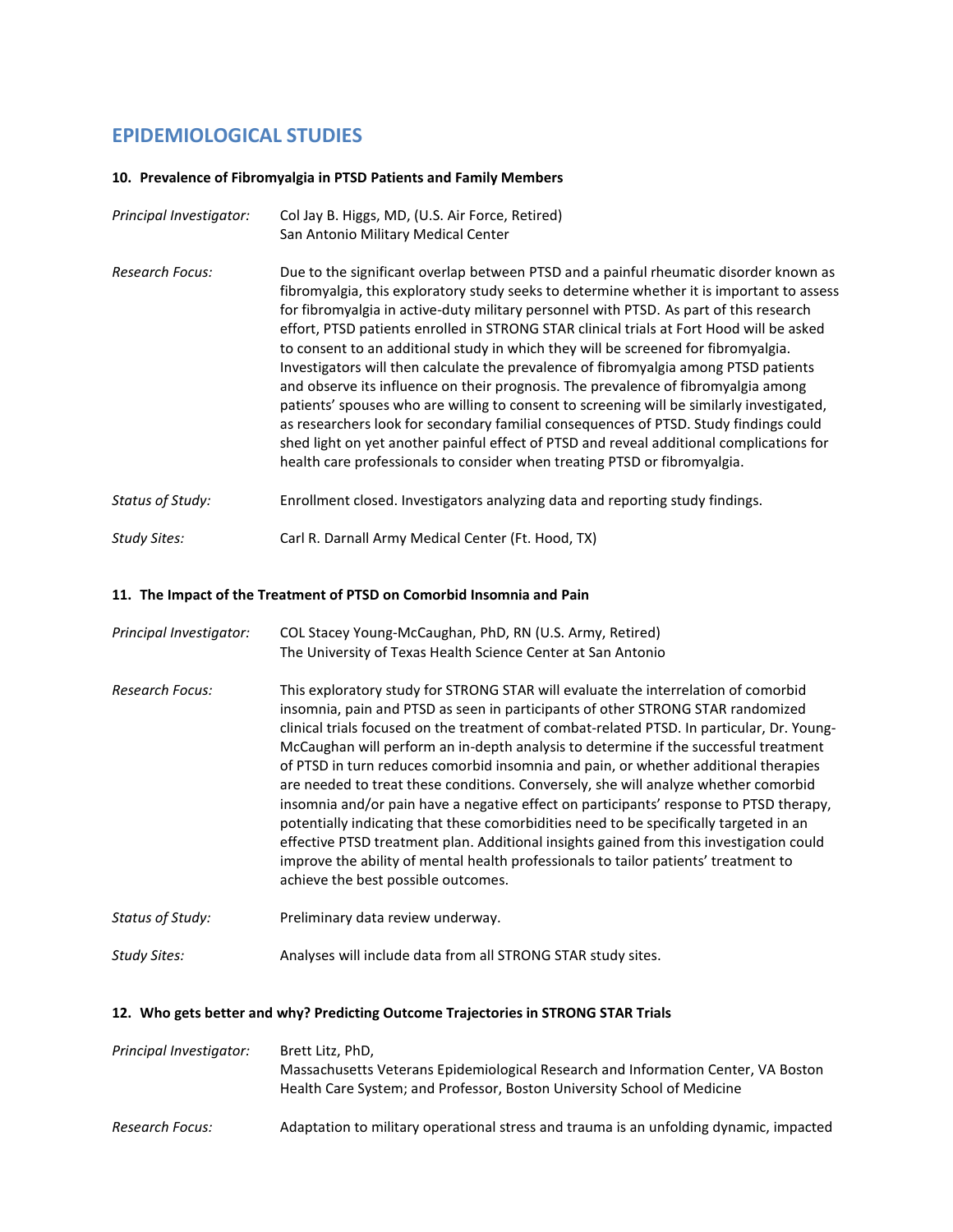## EPIDEMIOLOGICAL STUDIES

### 10. Prevalence of Fibromyalgia in PTSD Patients and Family Members

*Principal Investigator:* Col Jay B. Higgs, MD, (U.S. Air Force, Retired)
San Antonio Military Medical Center

*Research Focus:* Due to the significant overlap between PTSD and a painful rheumatic disorder known as fibromyalgia, this exploratory study seeks to determine whether it is important to assess for fibromyalgia in active-duty military personnel with PTSD. As part of this research effort, PTSD patients enrolled in STRONG STAR clinical trials at Fort Hood will be asked to consent to an additional study in which they will be screened for fibromyalgia. Investigators will then calculate the prevalence of fibromyalgia among PTSD patients and observe its influence on their prognosis. The prevalence of fibromyalgia among patients' spouses who are willing to consent to screening will be similarly investigated, as researchers look for secondary familial consequences of PTSD. Study findings could shed light on yet another painful effect of PTSD and reveal additional complications for health care professionals to consider when treating PTSD or fibromyalgia.

*Status of Study:* Enrollment closed. Investigators analyzing data and reporting study findings.

*Study Sites:* Carl R. Darnall Army Medical Center (Ft. Hood, TX)

### 11. The Impact of the Treatment of PTSD on Comorbid Insomnia and Pain

*Principal Investigator:* COL Stacey Young-McCaughan, PhD, RN (U.S. Army, Retired)
The University of Texas Health Science Center at San Antonio

*Research Focus:* This exploratory study for STRONG STAR will evaluate the interrelation of comorbid insomnia, pain and PTSD as seen in participants of other STRONG STAR randomized clinical trials focused on the treatment of combat-related PTSD. In particular, Dr. Young-McCaughan will perform an in-depth analysis to determine if the successful treatment of PTSD in turn reduces comorbid insomnia and pain, or whether additional therapies are needed to treat these conditions. Conversely, she will analyze whether comorbid insomnia and/or pain have a negative effect on participants' response to PTSD therapy, potentially indicating that these comorbidities need to be specifically targeted in an effective PTSD treatment plan. Additional insights gained from this investigation could improve the ability of mental health professionals to tailor patients' treatment to achieve the best possible outcomes.

*Status of Study:* Preliminary data review underway.

*Study Sites:* Analyses will include data from all STRONG STAR study sites.

### 12. Who gets better and why? Predicting Outcome Trajectories in STRONG STAR Trials

*Principal Investigator:* Brett Litz, PhD,
Massachusetts Veterans Epidemiological Research and Information Center, VA Boston Health Care System; and Professor, Boston University School of Medicine

*Research Focus:* Adaptation to military operational stress and trauma is an unfolding dynamic, impacted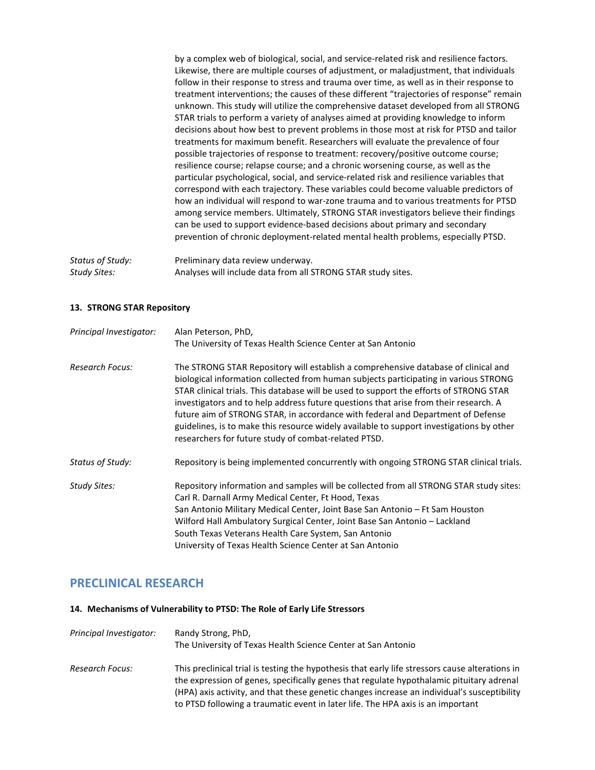by a complex web of biological, social, and service-related risk and resilience factors. Likewise, there are multiple courses of adjustment, or maladjustment, that individuals follow in their response to stress and trauma over time, as well as in their response to treatment interventions; the causes of these different "trajectories of response" remain unknown. This study will utilize the comprehensive dataset developed from all STRONG STAR trials to perform a variety of analyses aimed at providing knowledge to inform decisions about how best to prevent problems in those most at risk for PTSD and tailor treatments for maximum benefit. Researchers will evaluate the prevalence of four possible trajectories of response to treatment: recovery/positive outcome course; resilience course; relapse course; and a chronic worsening course, as well as the particular psychological, social, and service-related risk and resilience variables that correspond with each trajectory. These variables could become valuable predictors of how an individual will respond to war-zone trauma and to various treatments for PTSD among service members. Ultimately, STRONG STAR investigators believe their findings can be used to support evidence-based decisions about primary and secondary prevention of chronic deployment-related mental health problems, especially PTSD.

*Status of Study:* Preliminary data review underway.

*Study Sites:* Analyses will include data from all STRONG STAR study sites.

#### 13. STRONG STAR Repository

*Principal Investigator:* Alan Peterson, PhD,
The University of Texas Health Science Center at San Antonio

*Research Focus:* The STRONG STAR Repository will establish a comprehensive database of clinical and biological information collected from human subjects participating in various STRONG STAR clinical trials. This database will be used to support the efforts of STRONG STAR investigators and to help address future questions that arise from their research. A future aim of STRONG STAR, in accordance with federal and Department of Defense guidelines, is to make this resource widely available to support investigations by other researchers for future study of combat-related PTSD.

*Status of Study:* Repository is being implemented concurrently with ongoing STRONG STAR clinical trials.

*Study Sites:* Repository information and samples will be collected from all STRONG STAR study sites:
Carl R. Darnall Army Medical Center, Ft Hood, Texas
San Antonio Military Medical Center, Joint Base San Antonio – Ft Sam Houston
Wilford Hall Ambulatory Surgical Center, Joint Base San Antonio – Lackland
South Texas Veterans Health Care System, San Antonio
University of Texas Health Science Center at San Antonio

## PRECLINICAL RESEARCH

#### 14. Mechanisms of Vulnerability to PTSD: The Role of Early Life Stressors

*Principal Investigator:* Randy Strong, PhD,
The University of Texas Health Science Center at San Antonio

*Research Focus:* This preclinical trial is testing the hypothesis that early life stressors cause alterations in the expression of genes, specifically genes that regulate hypothalamic pituitary adrenal (HPA) axis activity, and that these genetic changes increase an individual's susceptibility to PTSD following a traumatic event in later life. The HPA axis is an important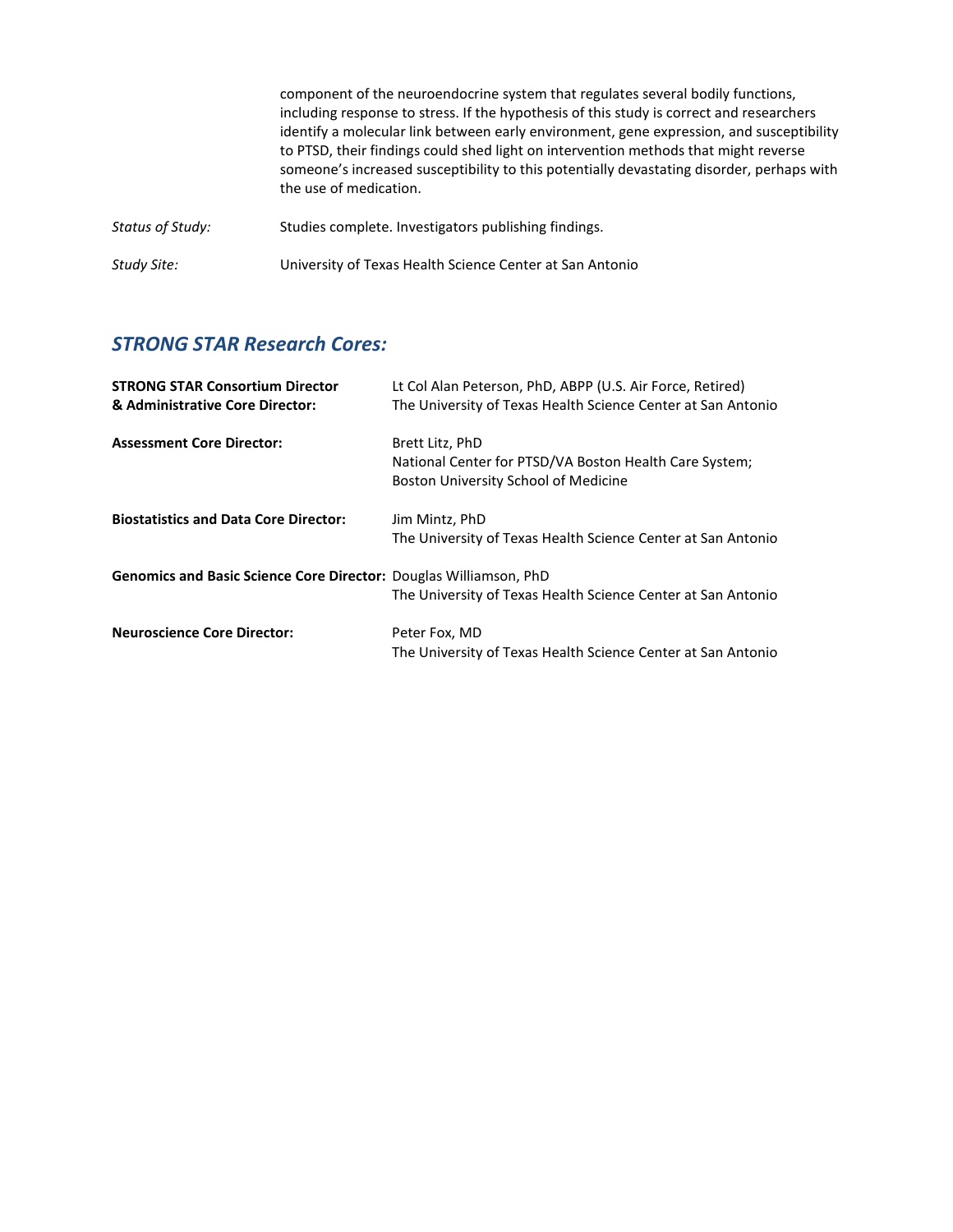component of the neuroendocrine system that regulates several bodily functions, including response to stress. If the hypothesis of this study is correct and researchers identify a molecular link between early environment, gene expression, and susceptibility to PTSD, their findings could shed light on intervention methods that might reverse someone's increased susceptibility to this potentially devastating disorder, perhaps with the use of medication.

*Status of Study:* Studies complete. Investigators publishing findings.

*Study Site:* University of Texas Health Science Center at San Antonio

## *STRONG STAR Research Cores:*

**STRONG STAR Consortium Director & Administrative Core Director:** Lt Col Alan Peterson, PhD, ABPP (U.S. Air Force, Retired)
The University of Texas Health Science Center at San Antonio

**Assessment Core Director:** Brett Litz, PhD
National Center for PTSD/VA Boston Health Care System;
Boston University School of Medicine

**Biostatistics and Data Core Director:** Jim Mintz, PhD
The University of Texas Health Science Center at San Antonio

**Genomics and Basic Science Core Director:** Douglas Williamson, PhD
The University of Texas Health Science Center at San Antonio

**Neuroscience Core Director:** Peter Fox, MD
The University of Texas Health Science Center at San Antonio